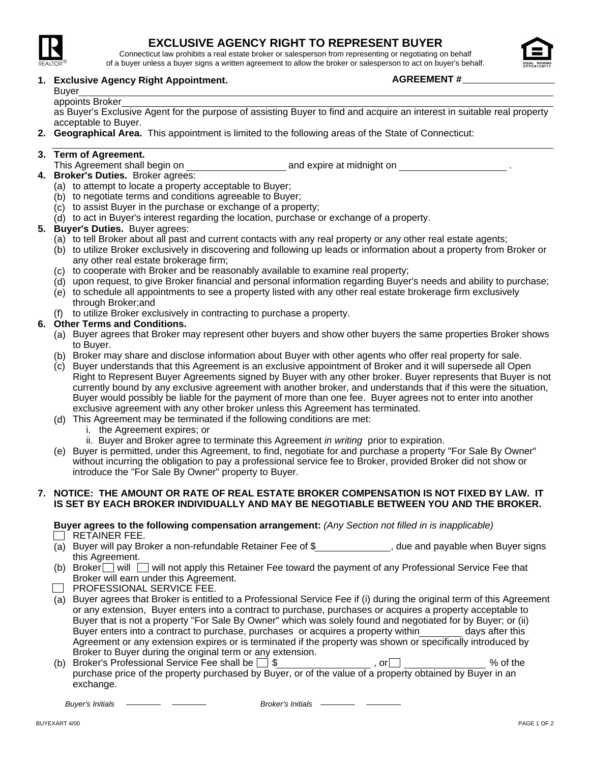# EXCLUSIVE AGENCY RIGHT TO REPRESENT BUYER

Connecticut law prohibits a real estate broker or salesperson from representing or negotiating on behalf of a buyer unless a buyer signs a written agreement to allow the broker or salesperson to act on buyer's behalf.

**AGREEMENT #** ____________________

**1. Exclusive Agency Right Appointment.**

Buyer ______________________________________________________________________

appoints Broker ______________________________________________________________

as Buyer's Exclusive Agent for the purpose of assisting Buyer to find and acquire an interest in suitable real property acceptable to Buyer.

**2. Geographical Area.** This appointment is limited to the following areas of the State of Connecticut:

______________________________________________________________________________

**3. Term of Agreement.**

This Agreement shall begin on ____________________ and expire at midnight on ____________________ .

**4. Broker's Duties.** Broker agrees:

(a) to attempt to locate a property acceptable to Buyer;
(b) to negotiate terms and conditions agreeable to Buyer;
(c) to assist Buyer in the purchase or exchange of a property;
(d) to act in Buyer's interest regarding the location, purchase or exchange of a property.

**5. Buyer's Duties.** Buyer agrees:

(a) to tell Broker about all past and current contacts with any real property or any other real estate agents;
(b) to utilize Broker exclusively in discovering and following up leads or information about a property from Broker or any other real estate brokerage firm;
(c) to cooperate with Broker and be reasonably available to examine real property;
(d) upon request, to give Broker financial and personal information regarding Buyer's needs and ability to purchase;
(e) to schedule all appointments to see a property listed with any other real estate brokerage firm exclusively through Broker;and
(f) to utilize Broker exclusively in contracting to purchase a property.

**6. Other Terms and Conditions.**

(a) Buyer agrees that Broker may represent other buyers and show other buyers the same properties Broker shows to Buyer.
(b) Broker may share and disclose information about Buyer with other agents who offer real property for sale.
(c) Buyer understands that this Agreement is an exclusive appointment of Broker and it will supersede all Open Right to Represent Buyer Agreements signed by Buyer with any other broker. Buyer represents that Buyer is not currently bound by any exclusive agreement with another broker, and understands that if this were the situation, Buyer would possibly be liable for the payment of more than one fee. Buyer agrees not to enter into another exclusive agreement with any other broker unless this Agreement has terminated.
(d) This Agreement may be terminated if the following conditions are met:
   i. the Agreement expires; or
   ii. Buyer and Broker agree to terminate this Agreement *in writing* prior to expiration.
(e) Buyer is permitted, under this Agreement, to find, negotiate for and purchase a property "For Sale By Owner" without incurring the obligation to pay a professional service fee to Broker, provided Broker did not show or introduce the "For Sale By Owner" property to Buyer.

**7. NOTICE: THE AMOUNT OR RATE OF REAL ESTATE BROKER COMPENSATION IS NOT FIXED BY LAW. IT IS SET BY EACH BROKER INDIVIDUALLY AND MAY BE NEGOTIABLE BETWEEN YOU AND THE BROKER.**

**Buyer agrees to the following compensation arrangement:** *(Any Section not filled in is inapplicable)*

☐ RETAINER FEE.

(a) Buyer will pay Broker a non-refundable Retainer Fee of $______________, due and payable when Buyer signs this Agreement.
(b) Broker ☐ will ☐ will not apply this Retainer Fee toward the payment of any Professional Service Fee that Broker will earn under this Agreement.

☐ PROFESSIONAL SERVICE FEE.

(a) Buyer agrees that Broker is entitled to a Professional Service Fee if (i) during the original term of this Agreement or any extension, Buyer enters into a contract to purchase, purchases or acquires a property acceptable to Buyer that is not a property "For Sale By Owner" which was solely found and negotiated for by Buyer; or (ii) Buyer enters into a contract to purchase, purchases or acquires a property within________ days after this Agreement or any extension expires or is terminated if the property was shown or specifically introduced by Broker to Buyer during the original term or any extension.
(b) Broker's Professional Service Fee shall be ☐ $________________ , or ☐ _______________ % of the purchase price of the property purchased by Buyer, or of the value of a property obtained by Buyer in an exchange.

*Buyer's Initials* ________ ________ *Broker's Initials* ________ ________

BUYEXART 4/00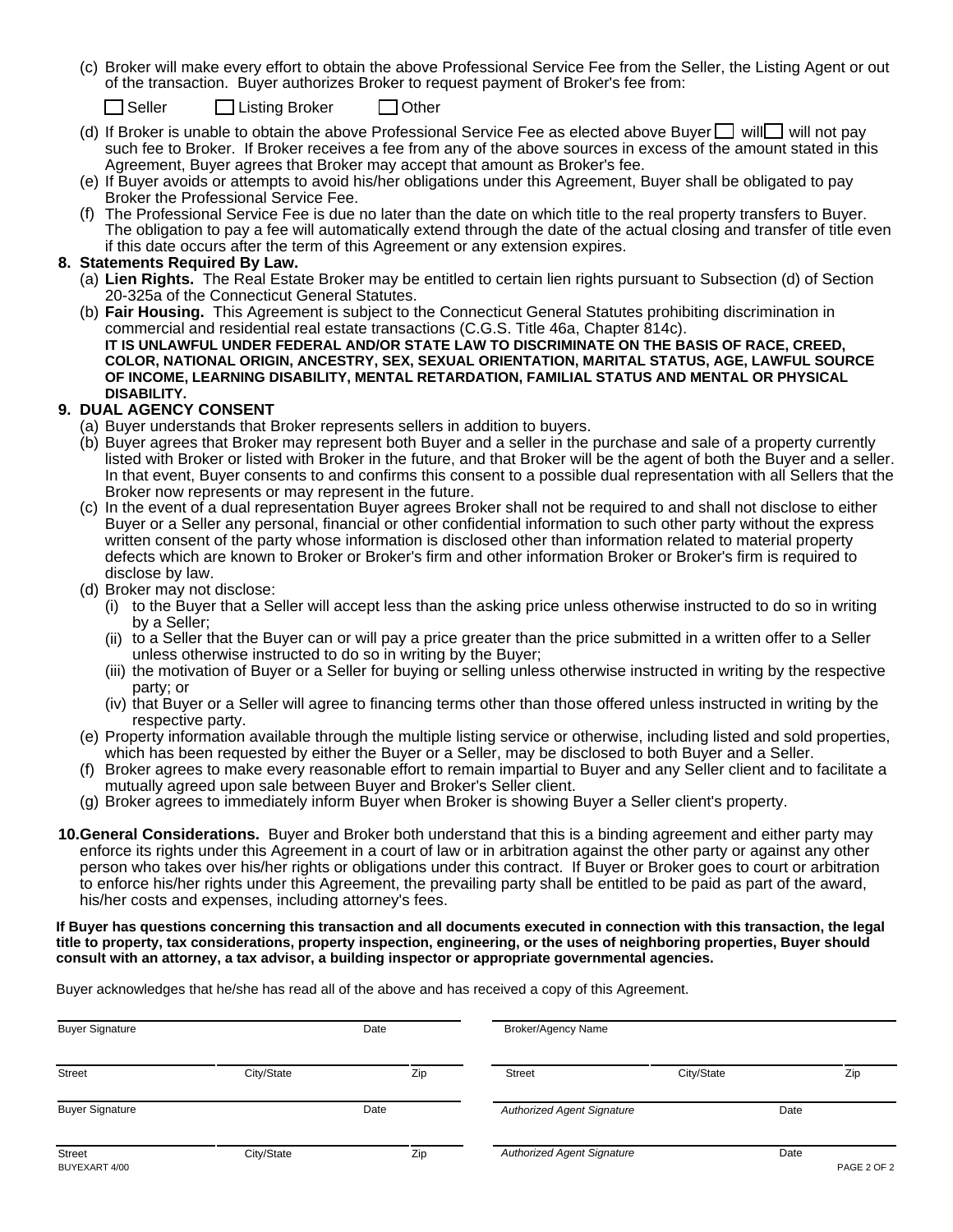(c) Broker will make every effort to obtain the above Professional Service Fee from the Seller, the Listing Agent or out of the transaction. Buyer authorizes Broker to request payment of Broker's fee from:

☐ Seller ☐ Listing Broker ☐ Other

(d) If Broker is unable to obtain the above Professional Service Fee as elected above Buyer ☐ will ☐ will not pay such fee to Broker. If Broker receives a fee from any of the above sources in excess of the amount stated in this Agreement, Buyer agrees that Broker may accept that amount as Broker's fee.

(e) If Buyer avoids or attempts to avoid his/her obligations under this Agreement, Buyer shall be obligated to pay Broker the Professional Service Fee.

(f) The Professional Service Fee is due no later than the date on which title to the real property transfers to Buyer. The obligation to pay a fee will automatically extend through the date of the actual closing and transfer of title even if this date occurs after the term of this Agreement or any extension expires.

**8. Statements Required By Law.**

(a) **Lien Rights.** The Real Estate Broker may be entitled to certain lien rights pursuant to Subsection (d) of Section 20-325a of the Connecticut General Statutes.

(b) **Fair Housing.** This Agreement is subject to the Connecticut General Statutes prohibiting discrimination in commercial and residential real estate transactions (C.G.S. Title 46a, Chapter 814c).
**IT IS UNLAWFUL UNDER FEDERAL AND/OR STATE LAW TO DISCRIMINATE ON THE BASIS OF RACE, CREED, COLOR, NATIONAL ORIGIN, ANCESTRY, SEX, SEXUAL ORIENTATION, MARITAL STATUS, AGE, LAWFUL SOURCE OF INCOME, LEARNING DISABILITY, MENTAL RETARDATION, FAMILIAL STATUS AND MENTAL OR PHYSICAL DISABILITY.**

**9. DUAL AGENCY CONSENT**

(a) Buyer understands that Broker represents sellers in addition to buyers.

(b) Buyer agrees that Broker may represent both Buyer and a seller in the purchase and sale of a property currently listed with Broker or listed with Broker in the future, and that Broker will be the agent of both the Buyer and a seller. In that event, Buyer consents to and confirms this consent to a possible dual representation with all Sellers that the Broker now represents or may represent in the future.

(c) In the event of a dual representation Buyer agrees Broker shall not be required to and shall not disclose to either Buyer or a Seller any personal, financial or other confidential information to such other party without the express written consent of the party whose information is disclosed other than information related to material property defects which are known to Broker or Broker's firm and other information Broker or Broker's firm is required to disclose by law.

(d) Broker may not disclose:

(i) to the Buyer that a Seller will accept less than the asking price unless otherwise instructed to do so in writing by a Seller;

(ii) to a Seller that the Buyer can or will pay a price greater than the price submitted in a written offer to a Seller unless otherwise instructed to do so in writing by the Buyer;

(iii) the motivation of Buyer or a Seller for buying or selling unless otherwise instructed in writing by the respective party; or

(iv) that Buyer or a Seller will agree to financing terms other than those offered unless instructed in writing by the respective party.

(e) Property information available through the multiple listing service or otherwise, including listed and sold properties, which has been requested by either the Buyer or a Seller, may be disclosed to both Buyer and a Seller.

(f) Broker agrees to make every reasonable effort to remain impartial to Buyer and any Seller client and to facilitate a mutually agreed upon sale between Buyer and Broker's Seller client.

(g) Broker agrees to immediately inform Buyer when Broker is showing Buyer a Seller client's property.

**10. General Considerations.** Buyer and Broker both understand that this is a binding agreement and either party may enforce its rights under this Agreement in a court of law or in arbitration against the other party or against any other person who takes over his/her rights or obligations under this contract. If Buyer or Broker goes to court or arbitration to enforce his/her rights under this Agreement, the prevailing party shall be entitled to be paid as part of the award, his/her costs and expenses, including attorney's fees.

**If Buyer has questions concerning this transaction and all documents executed in connection with this transaction, the legal title to property, tax considerations, property inspection, engineering, or the uses of neighboring properties, Buyer should consult with an attorney, a tax advisor, a building inspector or appropriate governmental agencies.**

Buyer acknowledges that he/she has read all of the above and has received a copy of this Agreement.

| | | | | | |
|---|---|---|---|---|---|
| Buyer Signature | | Date | Broker/Agency Name | | |
| Street | City/State | Zip | Street | City/State | Zip |
| Buyer Signature | | Date | *Authorized Agent Signature* | | Date |
| Street | City/State | Zip | *Authorized Agent Signature* | | Date |

BUYEXART 4/00